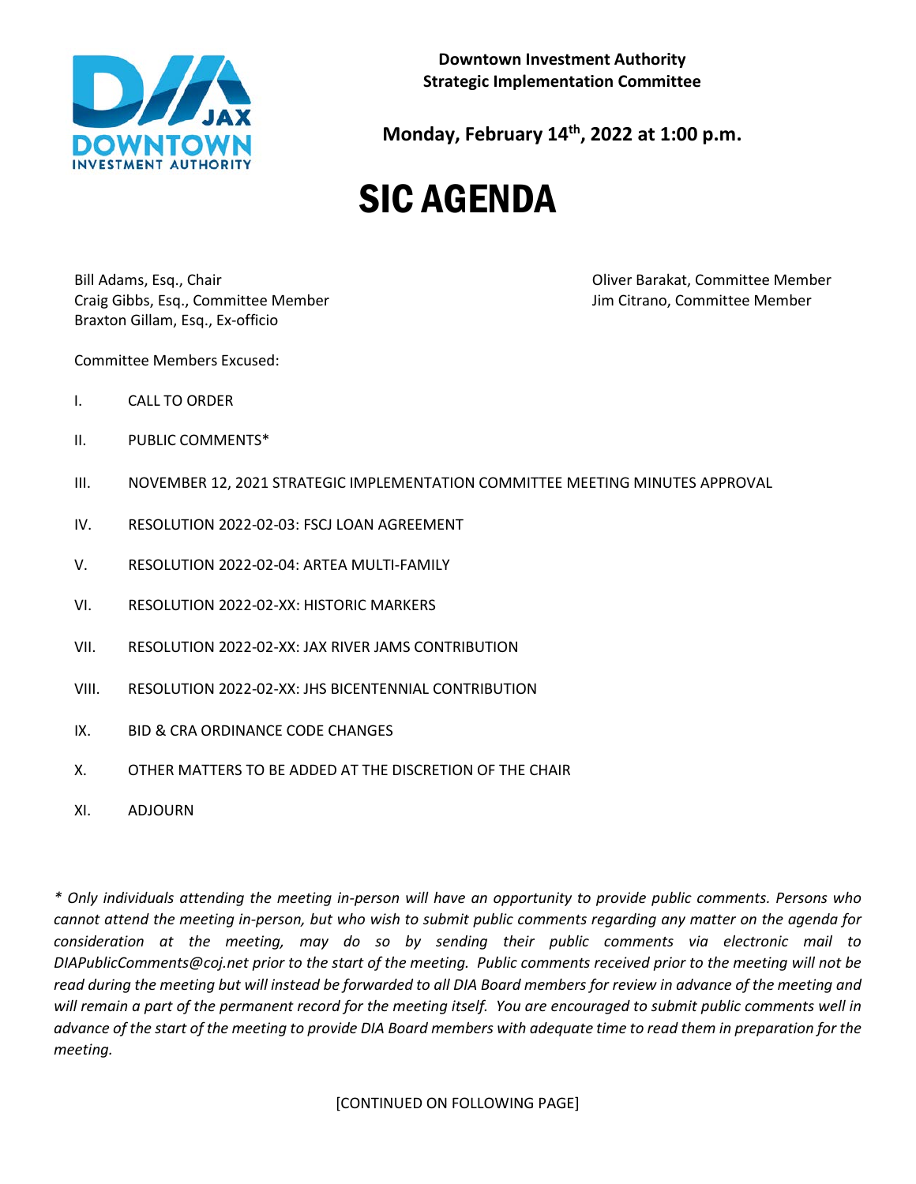**Downtown Investment Authority**
**Strategic Implementation Committee**

**Monday, February 14th, 2022 at 1:00 p.m.**

# SIC AGENDA

Bill Adams, Esq., Chair
Craig Gibbs, Esq., Committee Member
Braxton Gillam, Esq., Ex-officio
Oliver Barakat, Committee Member
Jim Citrano, Committee Member

Committee Members Excused:

I. CALL TO ORDER

II. PUBLIC COMMENTS*

III. NOVEMBER 12, 2021 STRATEGIC IMPLEMENTATION COMMITTEE MEETING MINUTES APPROVAL

IV. RESOLUTION 2022-02-03: FSCJ LOAN AGREEMENT

V. RESOLUTION 2022-02-04: ARTEA MULTI-FAMILY

VI. RESOLUTION 2022-02-XX: HISTORIC MARKERS

VII. RESOLUTION 2022-02-XX: JAX RIVER JAMS CONTRIBUTION

VIII. RESOLUTION 2022-02-XX: JHS BICENTENNIAL CONTRIBUTION

IX. BID & CRA ORDINANCE CODE CHANGES

X. OTHER MATTERS TO BE ADDED AT THE DISCRETION OF THE CHAIR

XI. ADJOURN

*\* Only individuals attending the meeting in-person will have an opportunity to provide public comments. Persons who cannot attend the meeting in-person, but who wish to submit public comments regarding any matter on the agenda for consideration at the meeting, may do so by sending their public comments via electronic mail to DIAPublicComments@coj.net prior to the start of the meeting. Public comments received prior to the meeting will not be read during the meeting but will instead be forwarded to all DIA Board members for review in advance of the meeting and will remain a part of the permanent record for the meeting itself. You are encouraged to submit public comments well in advance of the start of the meeting to provide DIA Board members with adequate time to read them in preparation for the meeting.*

[CONTINUED ON FOLLOWING PAGE]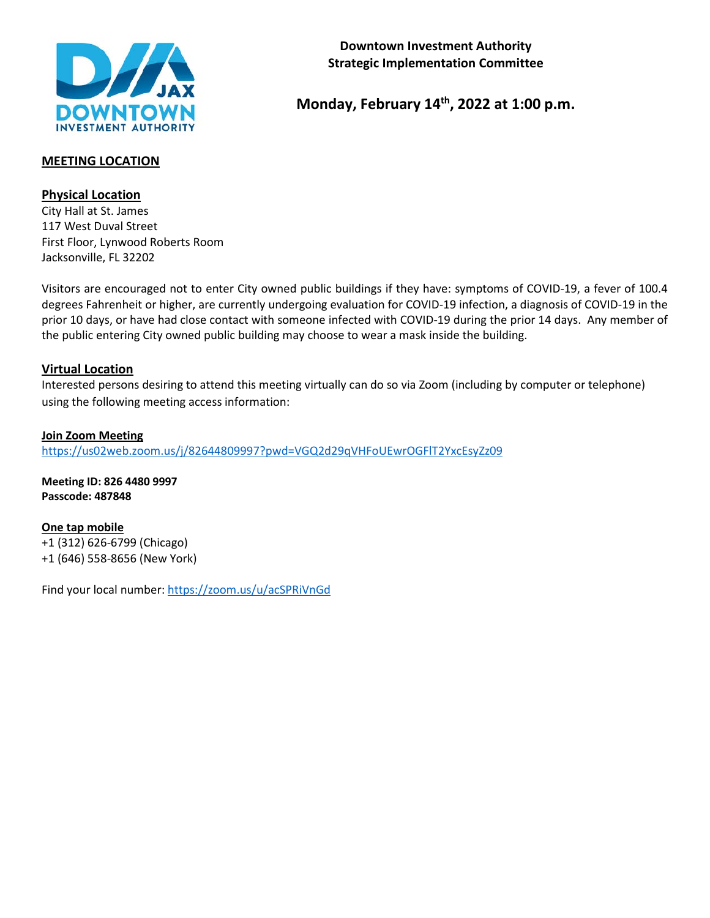**Downtown Investment Authority**
**Strategic Implementation Committee**

**Monday, February 14th, 2022 at 1:00 p.m.**

**MEETING LOCATION**

**Physical Location**
City Hall at St. James
117 West Duval Street
First Floor, Lynwood Roberts Room
Jacksonville, FL 32202

Visitors are encouraged not to enter City owned public buildings if they have: symptoms of COVID-19, a fever of 100.4 degrees Fahrenheit or higher, are currently undergoing evaluation for COVID-19 infection, a diagnosis of COVID-19 in the prior 10 days, or have had close contact with someone infected with COVID-19 during the prior 14 days. Any member of the public entering City owned public building may choose to wear a mask inside the building.

**Virtual Location**
Interested persons desiring to attend this meeting virtually can do so via Zoom (including by computer or telephone) using the following meeting access information:

**Join Zoom Meeting**
https://us02web.zoom.us/j/82644809997?pwd=VGQ2d29qVHFoUEwrOGFlT2YxcEsyZz09

**Meeting ID: 826 4480 9997**
**Passcode: 487848**

**One tap mobile**
+1 (312) 626-6799 (Chicago)
+1 (646) 558-8656 (New York)

Find your local number: https://zoom.us/u/acSPRiVnGd